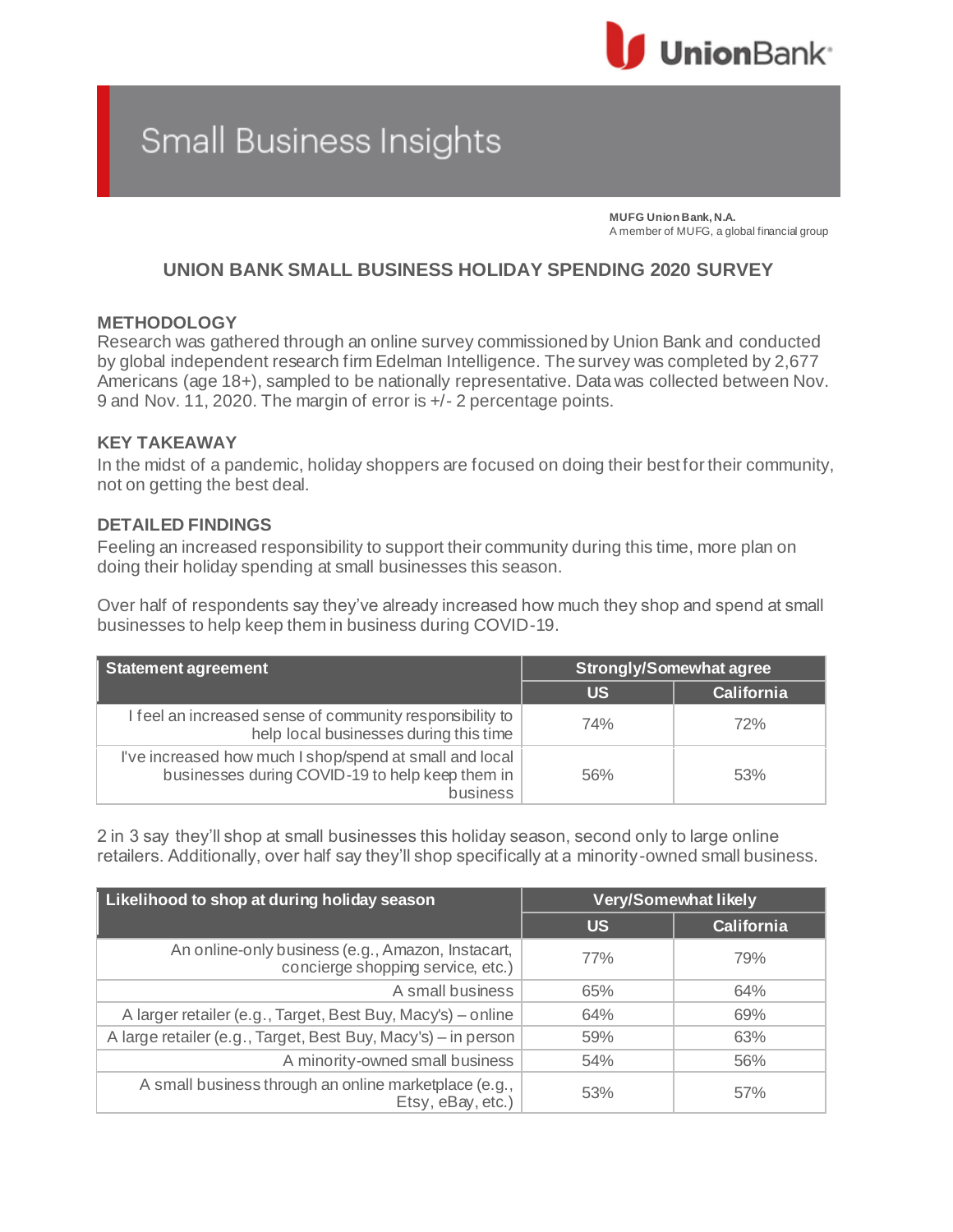# Small Business Insights

**MUFG Union Bank, N.A.**
A member of MUFG, a global financial group

## UNION BANK SMALL BUSINESS HOLIDAY SPENDING 2020 SURVEY

### METHODOLOGY

Research was gathered through an online survey commissioned by Union Bank and conducted by global independent research firm Edelman Intelligence. The survey was completed by 2,677 Americans (age 18+), sampled to be nationally representative. Data was collected between Nov. 9 and Nov. 11, 2020. The margin of error is +/- 2 percentage points.

### KEY TAKEAWAY

In the midst of a pandemic, holiday shoppers are focused on doing their best for their community, not on getting the best deal.

### DETAILED FINDINGS

Feeling an increased responsibility to support their community during this time, more plan on doing their holiday spending at small businesses this season.

Over half of respondents say they've already increased how much they shop and spend at small businesses to help keep them in business during COVID-19.

| Statement agreement | Strongly/Somewhat agree | |
|---|---|---|
| | US | California |
| I feel an increased sense of community responsibility to help local businesses during this time | 74% | 72% |
| I've increased how much I shop/spend at small and local businesses during COVID-19 to help keep them in business | 56% | 53% |

2 in 3 say they'll shop at small businesses this holiday season, second only to large online retailers. Additionally, over half say they'll shop specifically at a minority-owned small business.

| Likelihood to shop at during holiday season | Very/Somewhat likely | |
|---|---|---|
| | US | California |
| An online-only business (e.g., Amazon, Instacart, concierge shopping service, etc.) | 77% | 79% |
| A small business | 65% | 64% |
| A larger retailer (e.g., Target, Best Buy, Macy's) – online | 64% | 69% |
| A large retailer (e.g., Target, Best Buy, Macy's) – in person | 59% | 63% |
| A minority-owned small business | 54% | 56% |
| A small business through an online marketplace (e.g., Etsy, eBay, etc.) | 53% | 57% |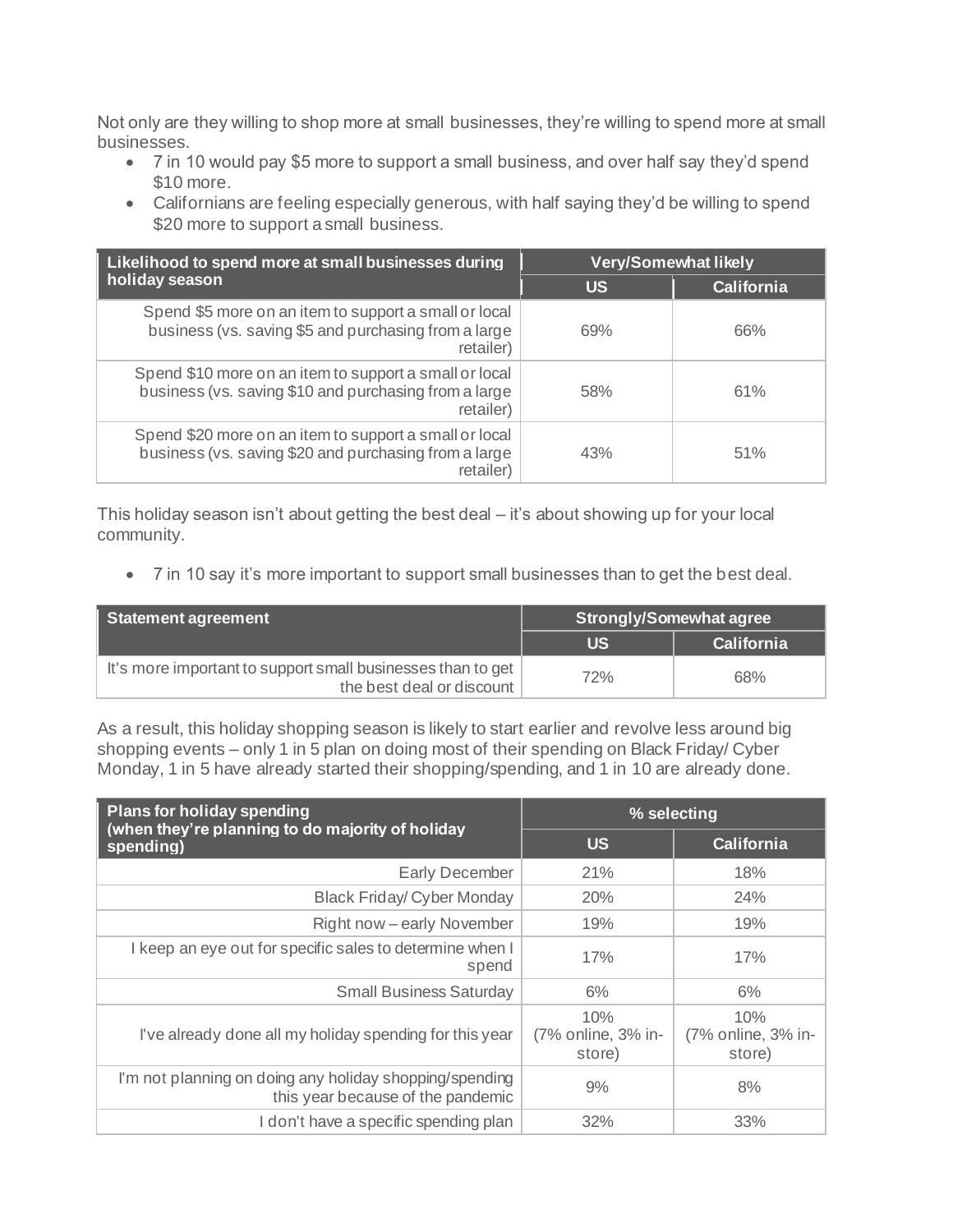Not only are they willing to shop more at small businesses, they're willing to spend more at small businesses.

- 7 in 10 would pay $5 more to support a small business, and over half say they'd spend $10 more.
- Californians are feeling especially generous, with half saying they'd be willing to spend $20 more to support a small business.

| Likelihood to spend more at small businesses during holiday season | Very/Somewhat likely | |
|---|---|---|
| | US | California |
| Spend $5 more on an item to support a small or local business (vs. saving $5 and purchasing from a large retailer) | 69% | 66% |
| Spend $10 more on an item to support a small or local business (vs. saving $10 and purchasing from a large retailer) | 58% | 61% |
| Spend $20 more on an item to support a small or local business (vs. saving $20 and purchasing from a large retailer) | 43% | 51% |

This holiday season isn't about getting the best deal – it's about showing up for your local community.

- 7 in 10 say it's more important to support small businesses than to get the best deal.

| Statement agreement | Strongly/Somewhat agree | |
|---|---|---|
| | US | California |
| It's more important to support small businesses than to get the best deal or discount | 72% | 68% |

As a result, this holiday shopping season is likely to start earlier and revolve less around big shopping events – only 1 in 5 plan on doing most of their spending on Black Friday/ Cyber Monday, 1 in 5 have already started their shopping/spending, and 1 in 10 are already done.

| Plans for holiday spending (when they're planning to do majority of holiday spending) | % selecting | |
|---|---|---|
| | US | California |
| Early December | 21% | 18% |
| Black Friday/ Cyber Monday | 20% | 24% |
| Right now – early November | 19% | 19% |
| I keep an eye out for specific sales to determine when I spend | 17% | 17% |
| Small Business Saturday | 6% | 6% |
| I've already done all my holiday spending for this year | 10% (7% online, 3% in-store) | 10% (7% online, 3% in-store) |
| I'm not planning on doing any holiday shopping/spending this year because of the pandemic | 9% | 8% |
| I don't have a specific spending plan | 32% | 33% |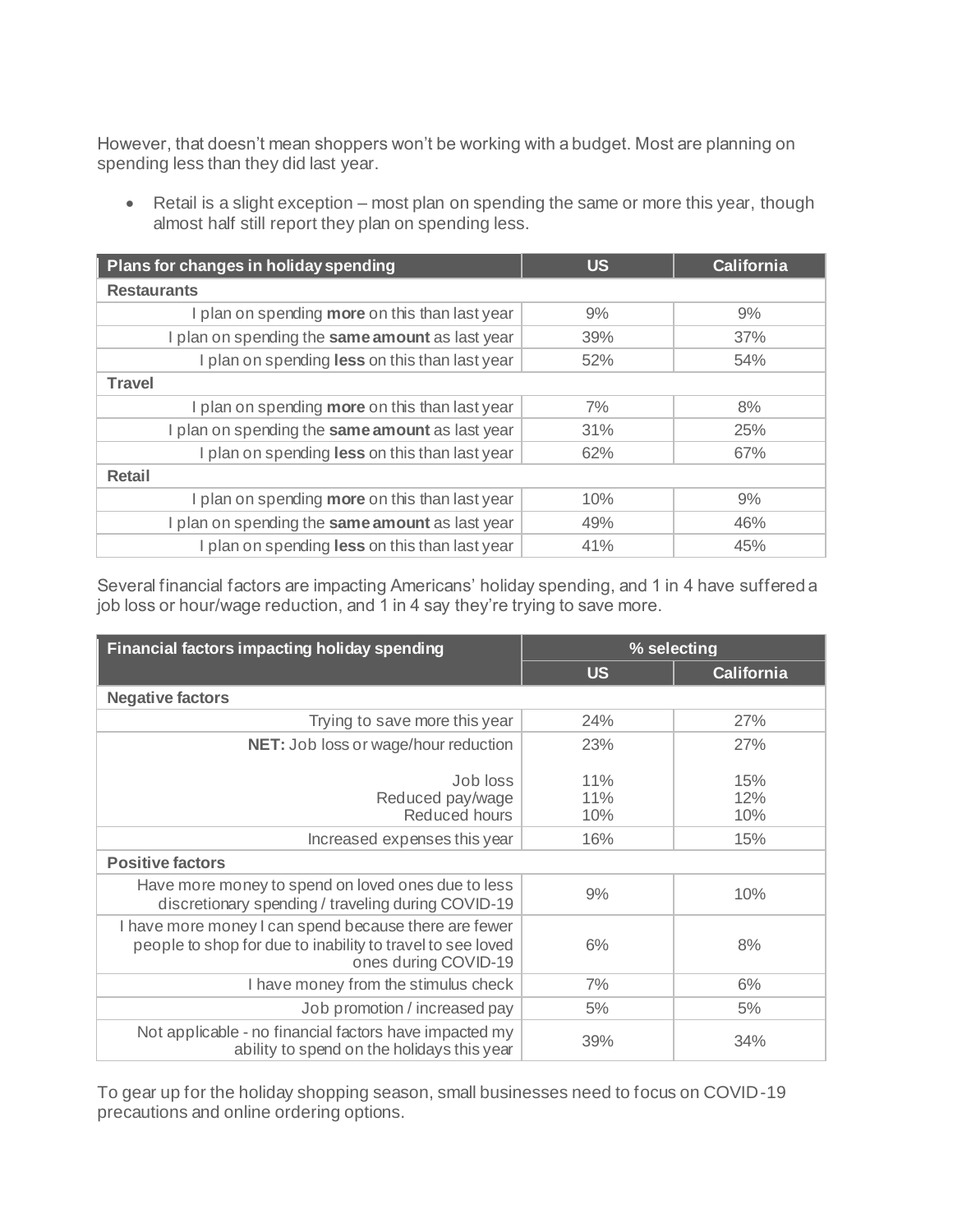However, that doesn't mean shoppers won't be working with a budget. Most are planning on spending less than they did last year.

- Retail is a slight exception – most plan on spending the same or more this year, though almost half still report they plan on spending less.

| Plans for changes in holiday spending | US | California |
|---|---|---|
| **Restaurants** | | |
| I plan on spending **more** on this than last year | 9% | 9% |
| I plan on spending the **same amount** as last year | 39% | 37% |
| I plan on spending **less** on this than last year | 52% | 54% |
| **Travel** | | |
| I plan on spending **more** on this than last year | 7% | 8% |
| I plan on spending the **same amount** as last year | 31% | 25% |
| I plan on spending **less** on this than last year | 62% | 67% |
| **Retail** | | |
| I plan on spending **more** on this than last year | 10% | 9% |
| I plan on spending the **same amount** as last year | 49% | 46% |
| I plan on spending **less** on this than last year | 41% | 45% |

Several financial factors are impacting Americans' holiday spending, and 1 in 4 have suffered a job loss or hour/wage reduction, and 1 in 4 say they're trying to save more.

| Financial factors impacting holiday spending | % selecting | |
|---|---|---|
| | US | California |
| **Negative factors** | | |
| Trying to save more this year | 24% | 27% |
| **NET:** Job loss or wage/hour reduction | 23% | 27% |
| Job loss | 11% | 15% |
| Reduced pay/wage | 11% | 12% |
| Reduced hours | 10% | 10% |
| Increased expenses this year | 16% | 15% |
| **Positive factors** | | |
| Have more money to spend on loved ones due to less discretionary spending / traveling during COVID-19 | 9% | 10% |
| I have more money I can spend because there are fewer people to shop for due to inability to travel to see loved ones during COVID-19 | 6% | 8% |
| I have money from the stimulus check | 7% | 6% |
| Job promotion / increased pay | 5% | 5% |
| Not applicable - no financial factors have impacted my ability to spend on the holidays this year | 39% | 34% |

To gear up for the holiday shopping season, small businesses need to focus on COVID-19 precautions and online ordering options.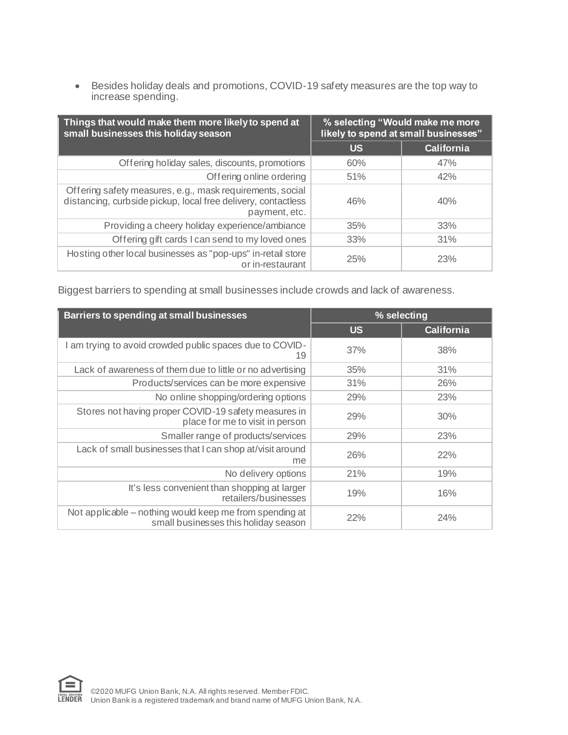- Besides holiday deals and promotions, COVID-19 safety measures are the top way to increase spending.

| Things that would make them more likely to spend at small businesses this holiday season | % selecting "Would make me more likely to spend at small businesses" | |
|---|---|---|
| | US | California |
| Offering holiday sales, discounts, promotions | 60% | 47% |
| Offering online ordering | 51% | 42% |
| Offering safety measures, e.g., mask requirements, social distancing, curbside pickup, local free delivery, contactless payment, etc. | 46% | 40% |
| Providing a cheery holiday experience/ambiance | 35% | 33% |
| Offering gift cards I can send to my loved ones | 33% | 31% |
| Hosting other local businesses as "pop-ups" in-retail store or in-restaurant | 25% | 23% |

Biggest barriers to spending at small businesses include crowds and lack of awareness.

| Barriers to spending at small businesses | % selecting | |
|---|---|---|
| | US | California |
| I am trying to avoid crowded public spaces due to COVID-19 | 37% | 38% |
| Lack of awareness of them due to little or no advertising | 35% | 31% |
| Products/services can be more expensive | 31% | 26% |
| No online shopping/ordering options | 29% | 23% |
| Stores not having proper COVID-19 safety measures in place for me to visit in person | 29% | 30% |
| Smaller range of products/services | 29% | 23% |
| Lack of small businesses that I can shop at/visit around me | 26% | 22% |
| No delivery options | 21% | 19% |
| It's less convenient than shopping at larger retailers/businesses | 19% | 16% |
| Not applicable – nothing would keep me from spending at small businesses this holiday season | 22% | 24% |

EQUAL HOUSING LENDER

©2020 MUFG Union Bank, N.A. All rights reserved. Member FDIC.
Union Bank is a registered trademark and brand name of MUFG Union Bank, N.A.